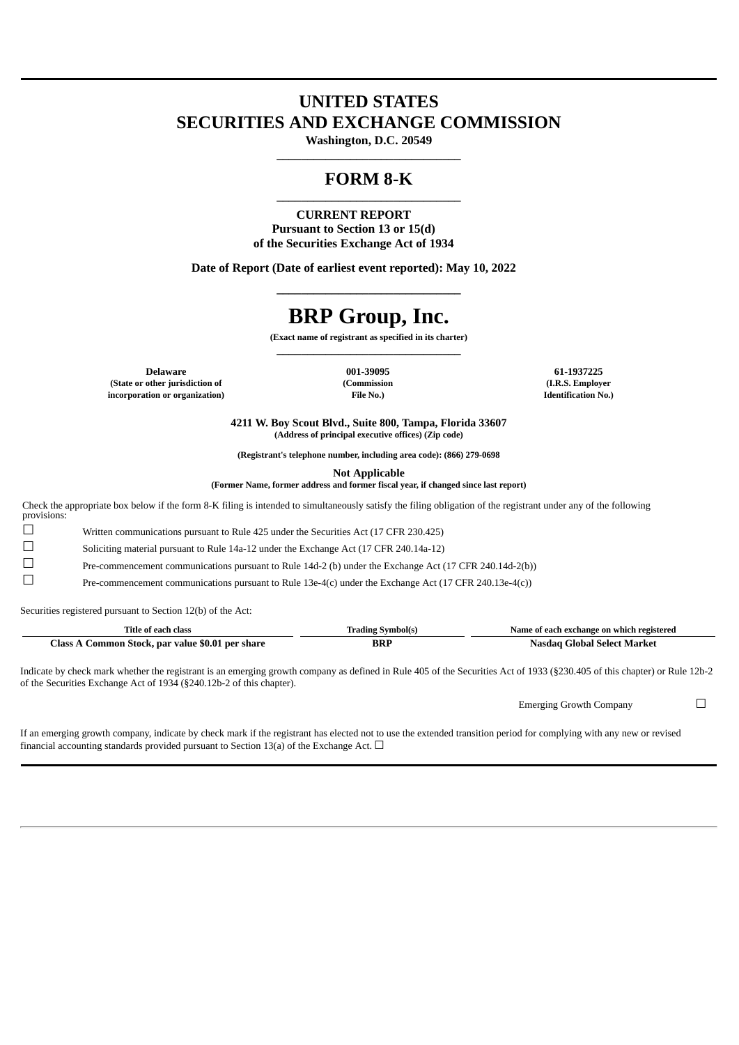# UNITED STATES
# SECURITIES AND EXCHANGE COMMISSION

**Washington, D.C. 20549**

---

# FORM 8-K

---

**CURRENT REPORT**
**Pursuant to Section 13 or 15(d)**
**of the Securities Exchange Act of 1934**

**Date of Report (Date of earliest event reported): May 10, 2022**

---

# BRP Group, Inc.

**(Exact name of registrant as specified in its charter)**

---

| Delaware | 001-39095 | 61-1937225 |
|---|---|---|
| (State or other jurisdiction of incorporation or organization) | (Commission File No.) | (I.R.S. Employer Identification No.) |

**4211 W. Boy Scout Blvd., Suite 800, Tampa, Florida 33607**
**(Address of principal executive offices) (Zip code)**

**(Registrant's telephone number, including area code): (866) 279-0698**

**Not Applicable**
**(Former Name, former address and former fiscal year, if changed since last report)**

Check the appropriate box below if the form 8-K filing is intended to simultaneously satisfy the filing obligation of the registrant under any of the following provisions:

☐ Written communications pursuant to Rule 425 under the Securities Act (17 CFR 230.425)

☐ Soliciting material pursuant to Rule 14a-12 under the Exchange Act (17 CFR 240.14a-12)

☐ Pre-commencement communications pursuant to Rule 14d-2 (b) under the Exchange Act (17 CFR 240.14d-2(b))

☐ Pre-commencement communications pursuant to Rule 13e-4(c) under the Exchange Act (17 CFR 240.13e-4(c))

Securities registered pursuant to Section 12(b) of the Act:

| Title of each class | Trading Symbol(s) | Name of each exchange on which registered |
|---|---|---|
| **Class A Common Stock, par value $0.01 per share** | **BRP** | **Nasdaq Global Select Market** |

Indicate by check mark whether the registrant is an emerging growth company as defined in Rule 405 of the Securities Act of 1933 (§230.405 of this chapter) or Rule 12b-2 of the Securities Exchange Act of 1934 (§240.12b-2 of this chapter).

Emerging Growth Company ☐

If an emerging growth company, indicate by check mark if the registrant has elected not to use the extended transition period for complying with any new or revised financial accounting standards provided pursuant to Section 13(a) of the Exchange Act. ☐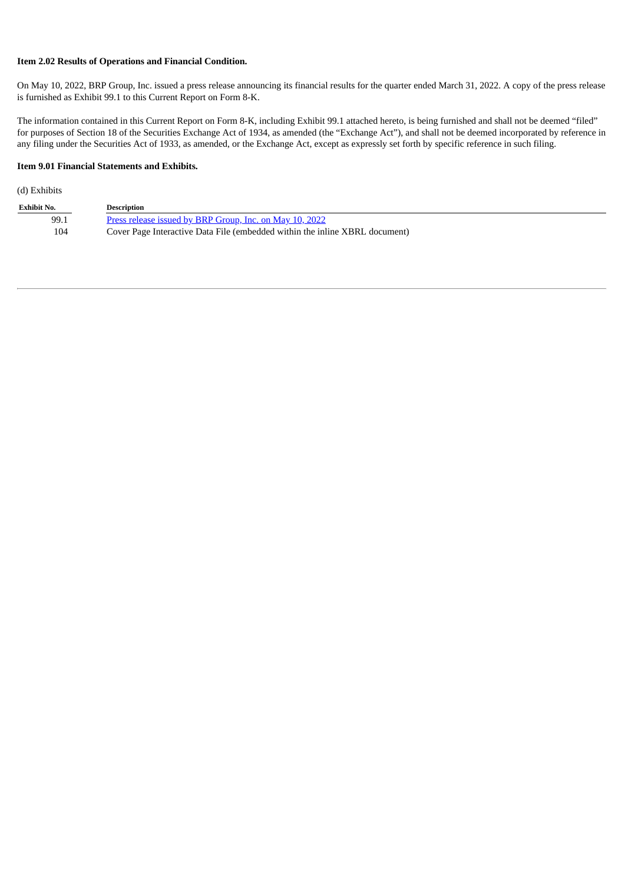**Item 2.02 Results of Operations and Financial Condition.**

On May 10, 2022, BRP Group, Inc. issued a press release announcing its financial results for the quarter ended March 31, 2022. A copy of the press release is furnished as Exhibit 99.1 to this Current Report on Form 8-K.

The information contained in this Current Report on Form 8-K, including Exhibit 99.1 attached hereto, is being furnished and shall not be deemed "filed" for purposes of Section 18 of the Securities Exchange Act of 1934, as amended (the "Exchange Act"), and shall not be deemed incorporated by reference in any filing under the Securities Act of 1933, as amended, or the Exchange Act, except as expressly set forth by specific reference in such filing.

**Item 9.01 Financial Statements and Exhibits.**

(d) Exhibits

| Exhibit No. | Description |
|---|---|
| 99.1 | Press release issued by BRP Group, Inc. on May 10, 2022 |
| 104 | Cover Page Interactive Data File (embedded within the inline XBRL document) |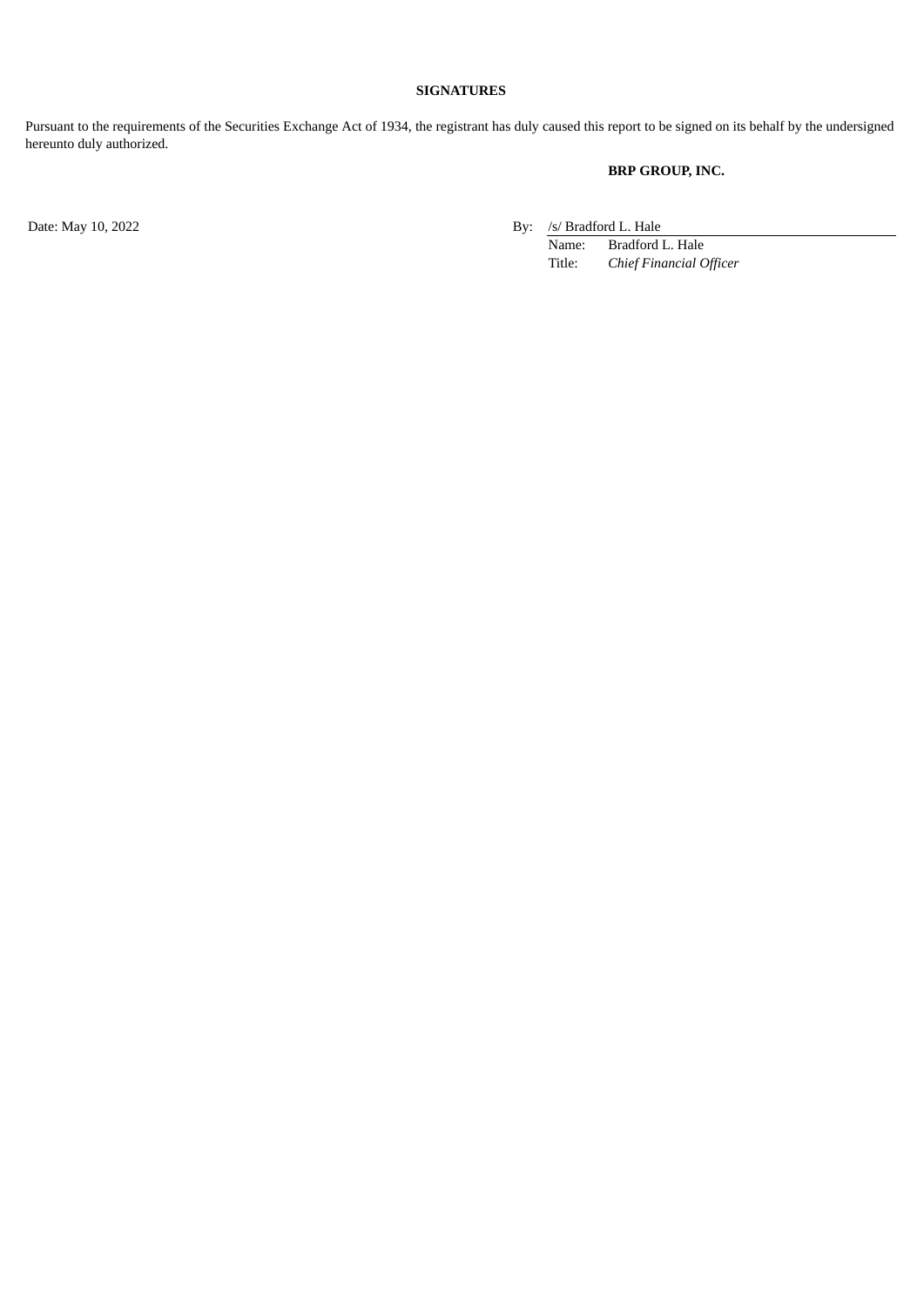**SIGNATURES**

Pursuant to the requirements of the Securities Exchange Act of 1934, the registrant has duly caused this report to be signed on its behalf by the undersigned hereunto duly authorized.

**BRP GROUP, INC.**

Date: May 10, 2022

By: /s/ Bradford L. Hale
Name: Bradford L. Hale
Title: *Chief Financial Officer*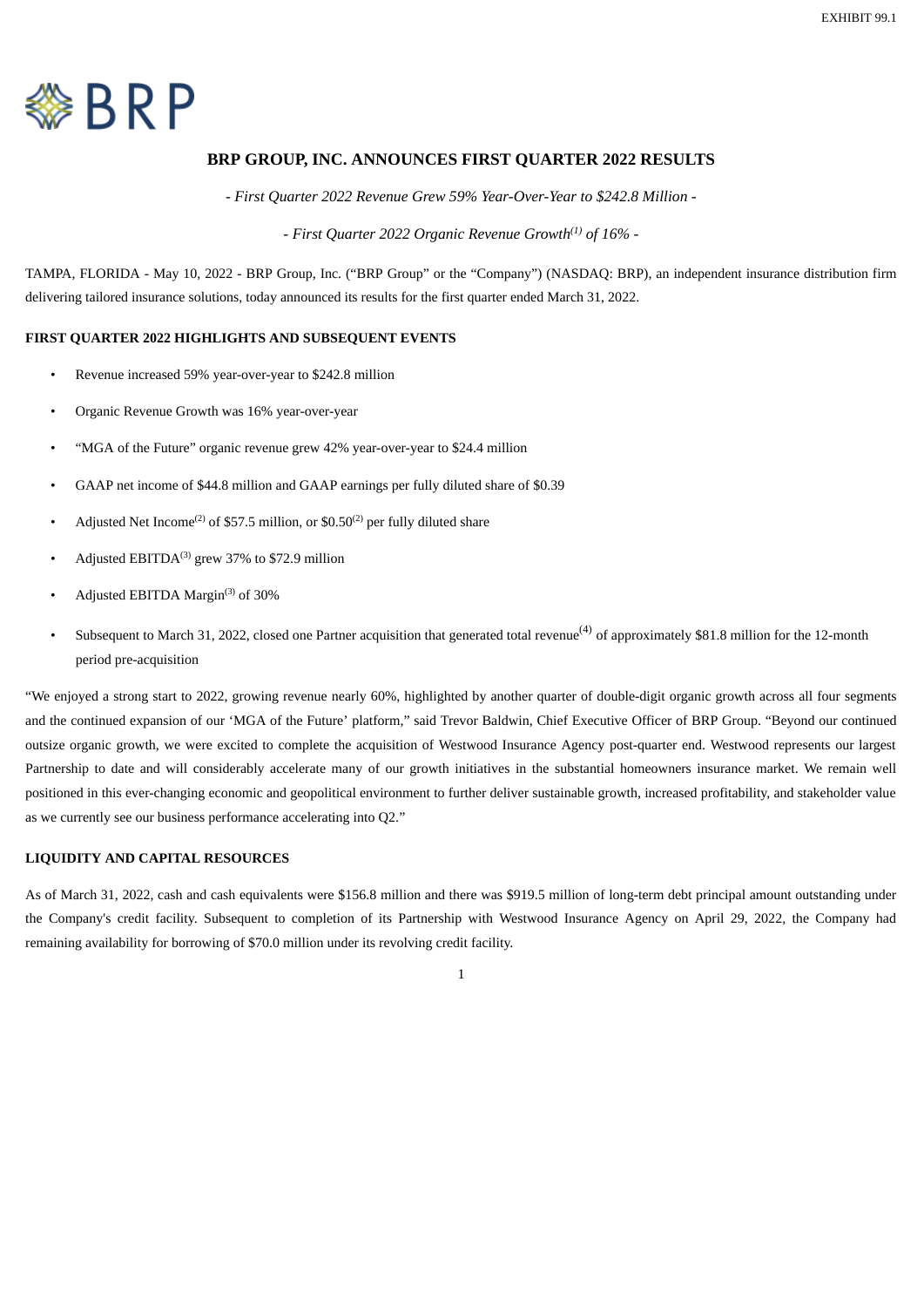EXHIBIT 99.1

BRP

# BRP GROUP, INC. ANNOUNCES FIRST QUARTER 2022 RESULTS

*- First Quarter 2022 Revenue Grew 59% Year-Over-Year to $242.8 Million -*

*- First Quarter 2022 Organic Revenue Growth[1] of 16% -*

TAMPA, FLORIDA - May 10, 2022 - BRP Group, Inc. ("BRP Group" or the "Company") (NASDAQ: BRP), an independent insurance distribution firm delivering tailored insurance solutions, today announced its results for the first quarter ended March 31, 2022.

## FIRST QUARTER 2022 HIGHLIGHTS AND SUBSEQUENT EVENTS

- Revenue increased 59% year-over-year to $242.8 million
- Organic Revenue Growth was 16% year-over-year
- "MGA of the Future" organic revenue grew 42% year-over-year to $24.4 million
- GAAP net income of $44.8 million and GAAP earnings per fully diluted share of $0.39
- Adjusted Net Income[2] of $57.5 million, or $0.50[2] per fully diluted share
- Adjusted EBITDA[3] grew 37% to $72.9 million
- Adjusted EBITDA Margin[3] of 30%
- Subsequent to March 31, 2022, closed one Partner acquisition that generated total revenue[4] of approximately $81.8 million for the 12-month period pre-acquisition

"We enjoyed a strong start to 2022, growing revenue nearly 60%, highlighted by another quarter of double-digit organic growth across all four segments and the continued expansion of our 'MGA of the Future' platform," said Trevor Baldwin, Chief Executive Officer of BRP Group. "Beyond our continued outsize organic growth, we were excited to complete the acquisition of Westwood Insurance Agency post-quarter end. Westwood represents our largest Partnership to date and will considerably accelerate many of our growth initiatives in the substantial homeowners insurance market. We remain well positioned in this ever-changing economic and geopolitical environment to further deliver sustainable growth, increased profitability, and stakeholder value as we currently see our business performance accelerating into Q2."

## LIQUIDITY AND CAPITAL RESOURCES

As of March 31, 2022, cash and cash equivalents were $156.8 million and there was $919.5 million of long-term debt principal amount outstanding under the Company's credit facility. Subsequent to completion of its Partnership with Westwood Insurance Agency on April 29, 2022, the Company had remaining availability for borrowing of $70.0 million under its revolving credit facility.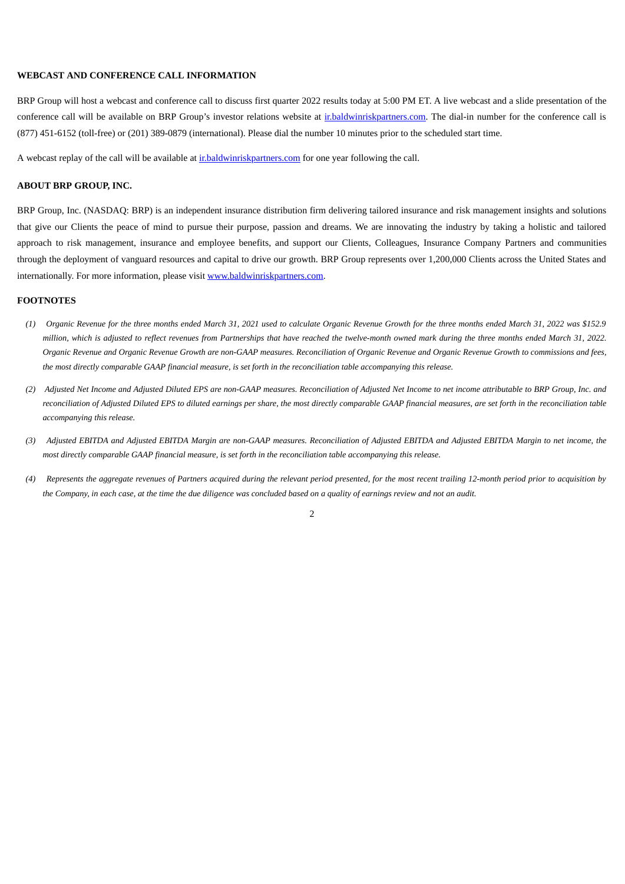## WEBCAST AND CONFERENCE CALL INFORMATION

BRP Group will host a webcast and conference call to discuss first quarter 2022 results today at 5:00 PM ET. A live webcast and a slide presentation of the conference call will be available on BRP Group's investor relations website at ir.baldwinriskpartners.com. The dial-in number for the conference call is (877) 451-6152 (toll-free) or (201) 389-0879 (international). Please dial the number 10 minutes prior to the scheduled start time.

A webcast replay of the call will be available at ir.baldwinriskpartners.com for one year following the call.

## ABOUT BRP GROUP, INC.

BRP Group, Inc. (NASDAQ: BRP) is an independent insurance distribution firm delivering tailored insurance and risk management insights and solutions that give our Clients the peace of mind to pursue their purpose, passion and dreams. We are innovating the industry by taking a holistic and tailored approach to risk management, insurance and employee benefits, and support our Clients, Colleagues, Insurance Company Partners and communities through the deployment of vanguard resources and capital to drive our growth. BRP Group represents over 1,200,000 Clients across the United States and internationally. For more information, please visit www.baldwinriskpartners.com.

## FOOTNOTES

*(1) Organic Revenue for the three months ended March 31, 2021 used to calculate Organic Revenue Growth for the three months ended March 31, 2022 was $152.9 million, which is adjusted to reflect revenues from Partnerships that have reached the twelve-month owned mark during the three months ended March 31, 2022. Organic Revenue and Organic Revenue Growth are non-GAAP measures. Reconciliation of Organic Revenue and Organic Revenue Growth to commissions and fees, the most directly comparable GAAP financial measure, is set forth in the reconciliation table accompanying this release.*

*(2) Adjusted Net Income and Adjusted Diluted EPS are non-GAAP measures. Reconciliation of Adjusted Net Income to net income attributable to BRP Group, Inc. and reconciliation of Adjusted Diluted EPS to diluted earnings per share, the most directly comparable GAAP financial measures, are set forth in the reconciliation table accompanying this release.*

*(3) Adjusted EBITDA and Adjusted EBITDA Margin are non-GAAP measures. Reconciliation of Adjusted EBITDA and Adjusted EBITDA Margin to net income, the most directly comparable GAAP financial measure, is set forth in the reconciliation table accompanying this release.*

*(4) Represents the aggregate revenues of Partners acquired during the relevant period presented, for the most recent trailing 12-month period prior to acquisition by the Company, in each case, at the time the due diligence was concluded based on a quality of earnings review and not an audit.*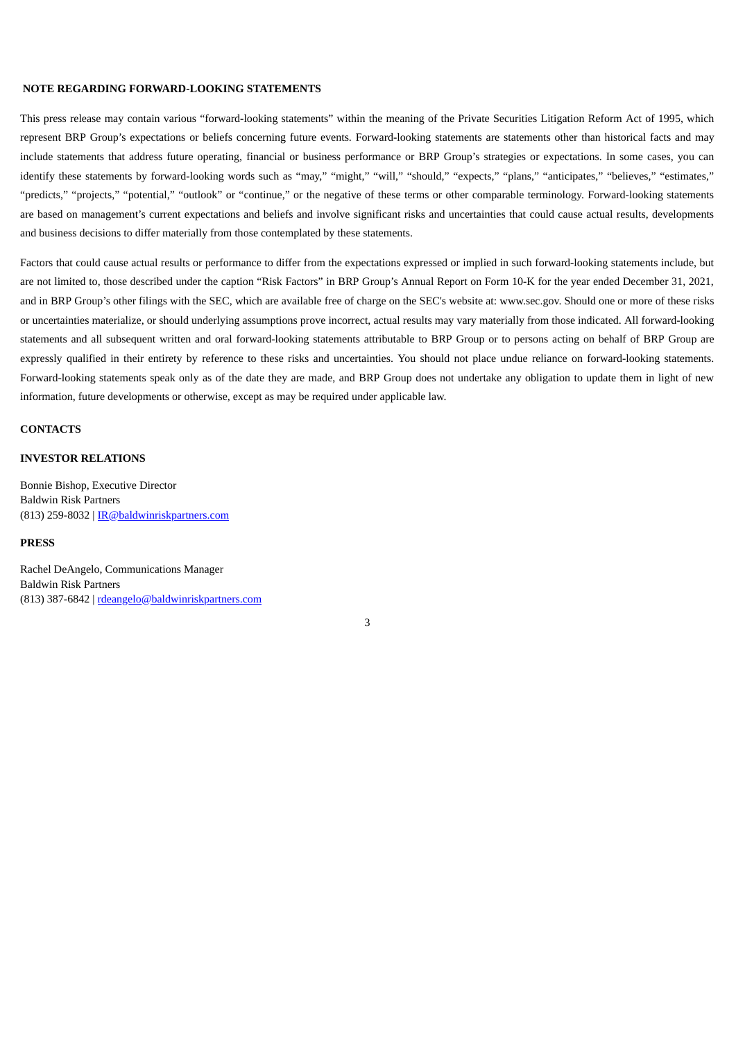**NOTE REGARDING FORWARD-LOOKING STATEMENTS**

This press release may contain various "forward-looking statements" within the meaning of the Private Securities Litigation Reform Act of 1995, which represent BRP Group's expectations or beliefs concerning future events. Forward-looking statements are statements other than historical facts and may include statements that address future operating, financial or business performance or BRP Group's strategies or expectations. In some cases, you can identify these statements by forward-looking words such as "may," "might," "will," "should," "expects," "plans," "anticipates," "believes," "estimates," "predicts," "projects," "potential," "outlook" or "continue," or the negative of these terms or other comparable terminology. Forward-looking statements are based on management's current expectations and beliefs and involve significant risks and uncertainties that could cause actual results, developments and business decisions to differ materially from those contemplated by these statements.

Factors that could cause actual results or performance to differ from the expectations expressed or implied in such forward-looking statements include, but are not limited to, those described under the caption "Risk Factors" in BRP Group's Annual Report on Form 10-K for the year ended December 31, 2021, and in BRP Group's other filings with the SEC, which are available free of charge on the SEC's website at: www.sec.gov. Should one or more of these risks or uncertainties materialize, or should underlying assumptions prove incorrect, actual results may vary materially from those indicated. All forward-looking statements and all subsequent written and oral forward-looking statements attributable to BRP Group or to persons acting on behalf of BRP Group are expressly qualified in their entirety by reference to these risks and uncertainties. You should not place undue reliance on forward-looking statements. Forward-looking statements speak only as of the date they are made, and BRP Group does not undertake any obligation to update them in light of new information, future developments or otherwise, except as may be required under applicable law.

**CONTACTS**

**INVESTOR RELATIONS**

Bonnie Bishop, Executive Director
Baldwin Risk Partners
(813) 259-8032 | IR@baldwinriskpartners.com

**PRESS**

Rachel DeAngelo, Communications Manager
Baldwin Risk Partners
(813) 387-6842 | rdeangelo@baldwinriskpartners.com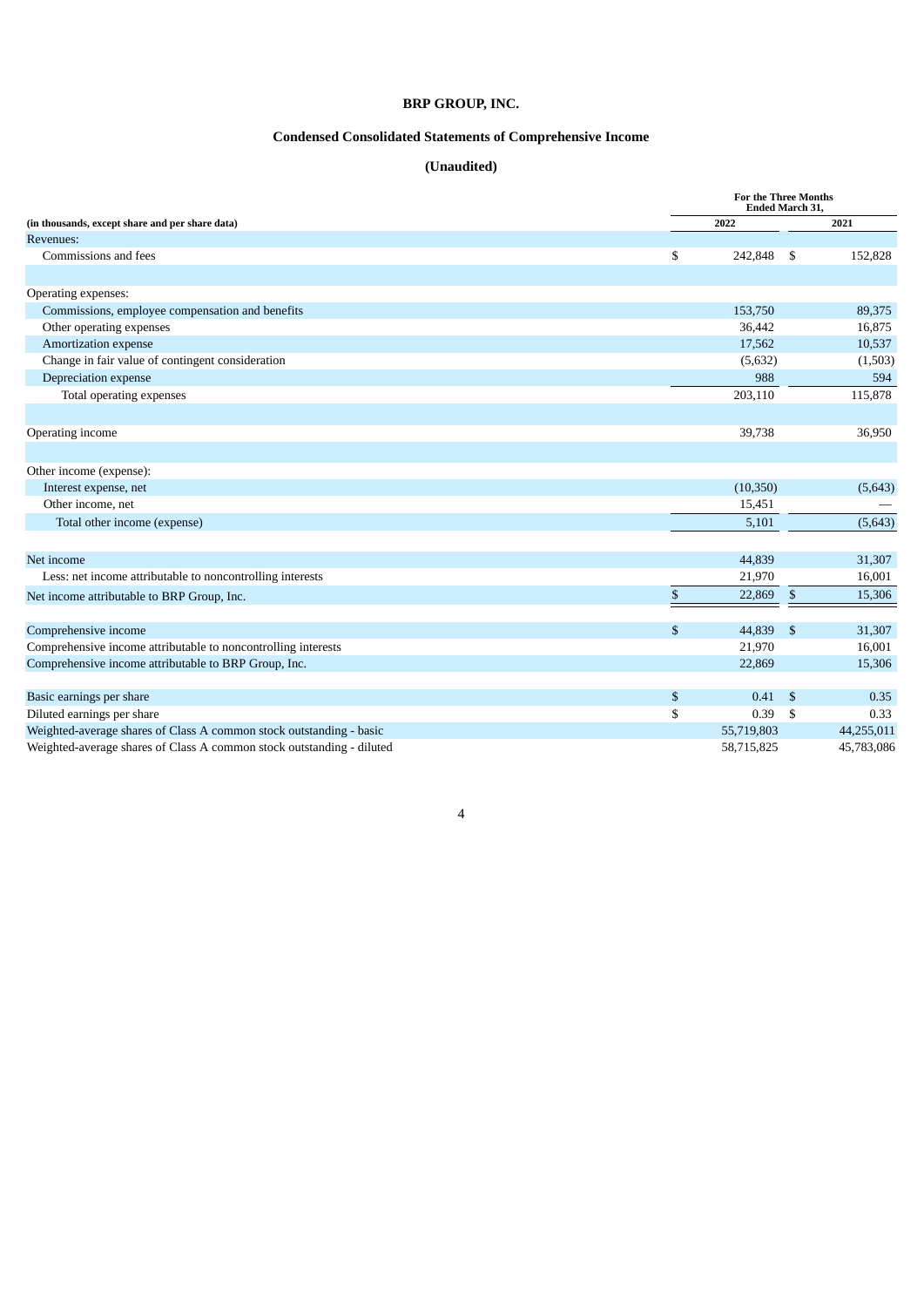# BRP GROUP, INC.

## Condensed Consolidated Statements of Comprehensive Income

### (Unaudited)

| (in thousands, except share and per share data) | For the Three Months Ended March 31, 2022 | 2021 |
|---|---|---|
| Revenues: | | |
| Commissions and fees | $ 242,848 | $ 152,828 |
| | | |
| Operating expenses: | | |
| Commissions, employee compensation and benefits | 153,750 | 89,375 |
| Other operating expenses | 36,442 | 16,875 |
| Amortization expense | 17,562 | 10,537 |
| Change in fair value of contingent consideration | (5,632) | (1,503) |
| Depreciation expense | 988 | 594 |
| Total operating expenses | 203,110 | 115,878 |
| | | |
| Operating income | 39,738 | 36,950 |
| | | |
| Other income (expense): | | |
| Interest expense, net | (10,350) | (5,643) |
| Other income, net | 15,451 | — |
| Total other income (expense) | 5,101 | (5,643) |
| | | |
| Net income | 44,839 | 31,307 |
| Less: net income attributable to noncontrolling interests | 21,970 | 16,001 |
| Net income attributable to BRP Group, Inc. | $ 22,869 | $ 15,306 |
| | | |
| Comprehensive income | $ 44,839 | $ 31,307 |
| Comprehensive income attributable to noncontrolling interests | 21,970 | 16,001 |
| Comprehensive income attributable to BRP Group, Inc. | 22,869 | 15,306 |
| | | |
| Basic earnings per share | $ 0.41 | $ 0.35 |
| Diluted earnings per share | $ 0.39 | $ 0.33 |
| Weighted-average shares of Class A common stock outstanding - basic | 55,719,803 | 44,255,011 |
| Weighted-average shares of Class A common stock outstanding - diluted | 58,715,825 | 45,783,086 |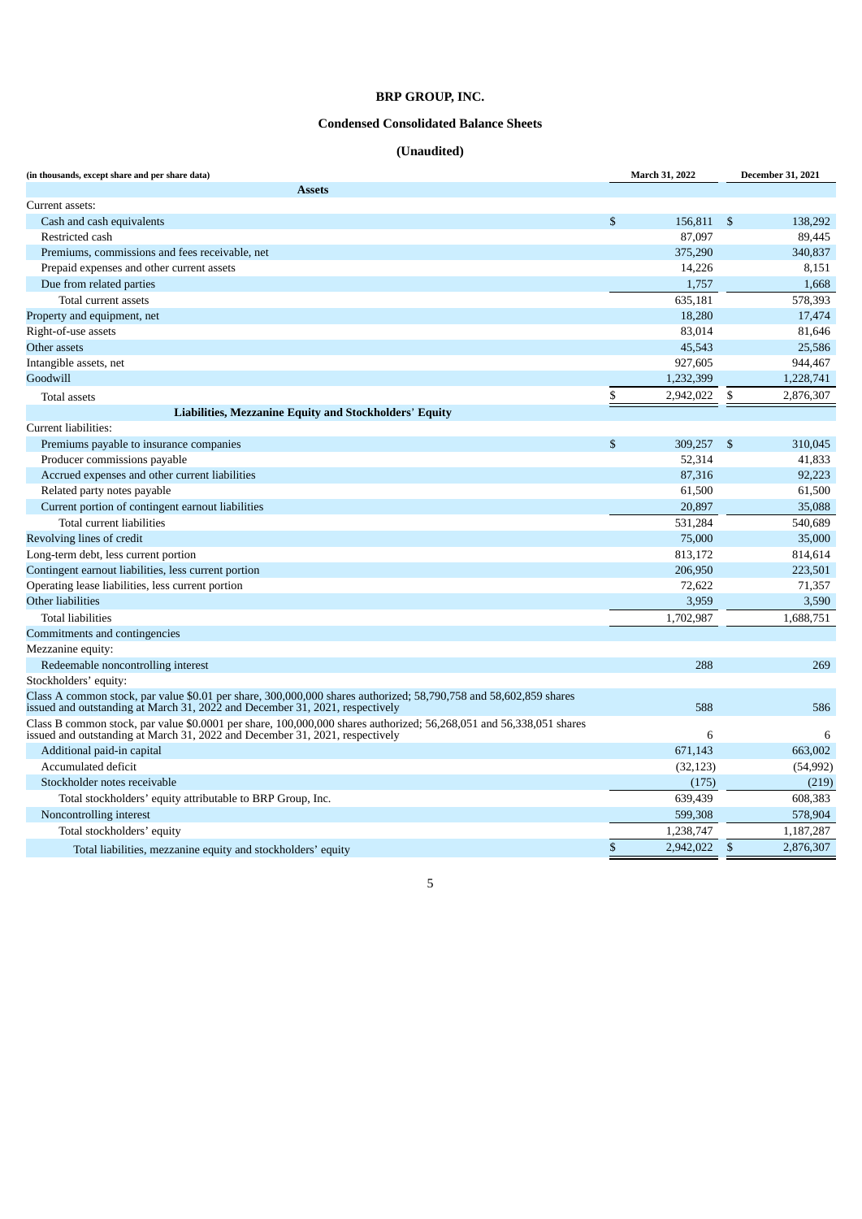# BRP GROUP, INC.

## Condensed Consolidated Balance Sheets

## (Unaudited)

| (in thousands, except share and per share data) | March 31, 2022 | December 31, 2021 |
|---|---|---|
| **Assets** | | |
| Current assets: | | |
| Cash and cash equivalents | $ 156,811 | $ 138,292 |
| Restricted cash | 87,097 | 89,445 |
| Premiums, commissions and fees receivable, net | 375,290 | 340,837 |
| Prepaid expenses and other current assets | 14,226 | 8,151 |
| Due from related parties | 1,757 | 1,668 |
| Total current assets | 635,181 | 578,393 |
| Property and equipment, net | 18,280 | 17,474 |
| Right-of-use assets | 83,014 | 81,646 |
| Other assets | 45,543 | 25,586 |
| Intangible assets, net | 927,605 | 944,467 |
| Goodwill | 1,232,399 | 1,228,741 |
| Total assets | $ 2,942,022 | $ 2,876,307 |
| **Liabilities, Mezzanine Equity and Stockholders' Equity** | | |
| Current liabilities: | | |
| Premiums payable to insurance companies | $ 309,257 | $ 310,045 |
| Producer commissions payable | 52,314 | 41,833 |
| Accrued expenses and other current liabilities | 87,316 | 92,223 |
| Related party notes payable | 61,500 | 61,500 |
| Current portion of contingent earnout liabilities | 20,897 | 35,088 |
| Total current liabilities | 531,284 | 540,689 |
| Revolving lines of credit | 75,000 | 35,000 |
| Long-term debt, less current portion | 813,172 | 814,614 |
| Contingent earnout liabilities, less current portion | 206,950 | 223,501 |
| Operating lease liabilities, less current portion | 72,622 | 71,357 |
| Other liabilities | 3,959 | 3,590 |
| Total liabilities | 1,702,987 | 1,688,751 |
| Commitments and contingencies | | |
| Mezzanine equity: | | |
| Redeemable noncontrolling interest | 288 | 269 |
| Stockholders' equity: | | |
| Class A common stock, par value $0.01 per share, 300,000,000 shares authorized; 58,790,758 and 58,602,859 shares issued and outstanding at March 31, 2022 and December 31, 2021, respectively | 588 | 586 |
| Class B common stock, par value $0.0001 per share, 100,000,000 shares authorized; 56,268,051 and 56,338,051 shares issued and outstanding at March 31, 2022 and December 31, 2021, respectively | 6 | 6 |
| Additional paid-in capital | 671,143 | 663,002 |
| Accumulated deficit | (32,123) | (54,992) |
| Stockholder notes receivable | (175) | (219) |
| Total stockholders' equity attributable to BRP Group, Inc. | 639,439 | 608,383 |
| Noncontrolling interest | 599,308 | 578,904 |
| Total stockholders' equity | 1,238,747 | 1,187,287 |
| Total liabilities, mezzanine equity and stockholders' equity | $ 2,942,022 | $ 2,876,307 |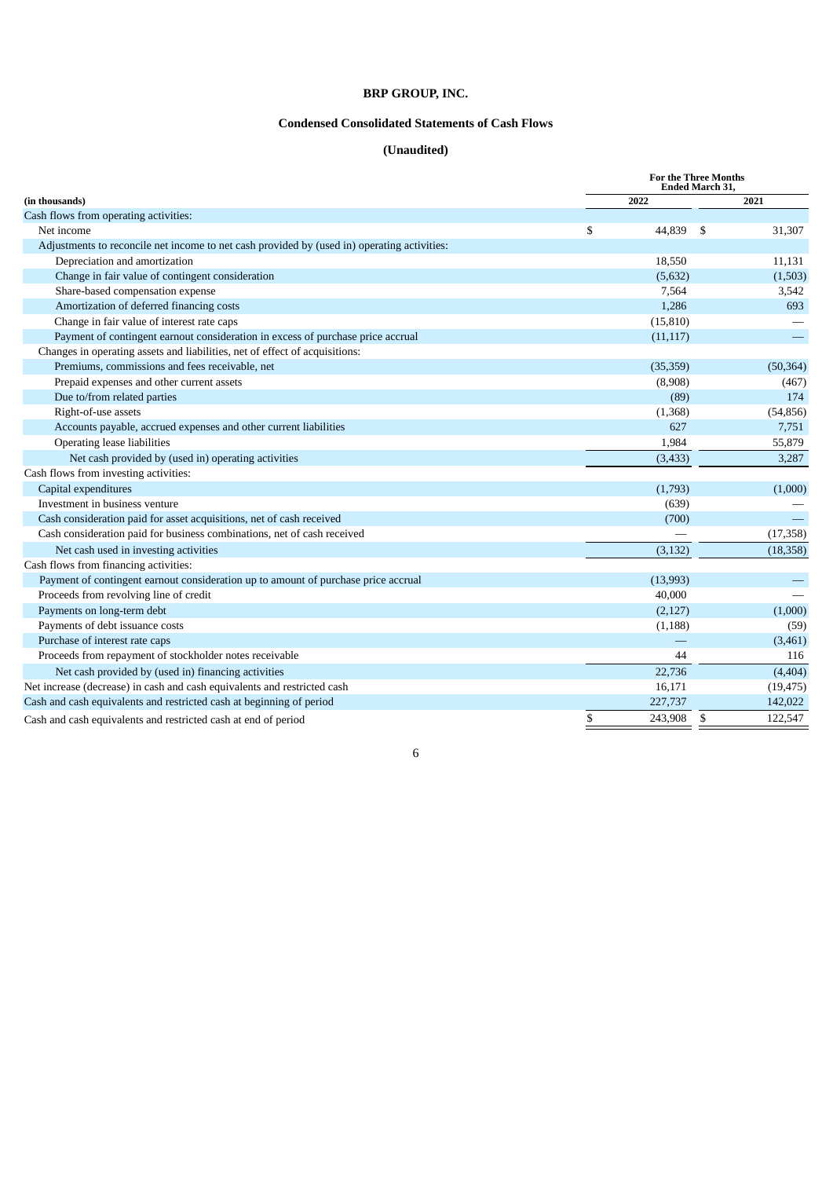# BRP GROUP, INC.

## Condensed Consolidated Statements of Cash Flows

## (Unaudited)

| (in thousands) | For the Three Months Ended March 31, 2022 | 2021 |
|---|---|---|
| Cash flows from operating activities: | | |
| Net income | $ 44,839 | $ 31,307 |
| Adjustments to reconcile net income to net cash provided by (used in) operating activities: | | |
| Depreciation and amortization | 18,550 | 11,131 |
| Change in fair value of contingent consideration | (5,632) | (1,503) |
| Share-based compensation expense | 7,564 | 3,542 |
| Amortization of deferred financing costs | 1,286 | 693 |
| Change in fair value of interest rate caps | (15,810) | — |
| Payment of contingent earnout consideration in excess of purchase price accrual | (11,117) | — |
| Changes in operating assets and liabilities, net of effect of acquisitions: | | |
| Premiums, commissions and fees receivable, net | (35,359) | (50,364) |
| Prepaid expenses and other current assets | (8,908) | (467) |
| Due to/from related parties | (89) | 174 |
| Right-of-use assets | (1,368) | (54,856) |
| Accounts payable, accrued expenses and other current liabilities | 627 | 7,751 |
| Operating lease liabilities | 1,984 | 55,879 |
| Net cash provided by (used in) operating activities | (3,433) | 3,287 |
| Cash flows from investing activities: | | |
| Capital expenditures | (1,793) | (1,000) |
| Investment in business venture | (639) | — |
| Cash consideration paid for asset acquisitions, net of cash received | (700) | — |
| Cash consideration paid for business combinations, net of cash received | — | (17,358) |
| Net cash used in investing activities | (3,132) | (18,358) |
| Cash flows from financing activities: | | |
| Payment of contingent earnout consideration up to amount of purchase price accrual | (13,993) | — |
| Proceeds from revolving line of credit | 40,000 | — |
| Payments on long-term debt | (2,127) | (1,000) |
| Payments of debt issuance costs | (1,188) | (59) |
| Purchase of interest rate caps | — | (3,461) |
| Proceeds from repayment of stockholder notes receivable | 44 | 116 |
| Net cash provided by (used in) financing activities | 22,736 | (4,404) |
| Net increase (decrease) in cash and cash equivalents and restricted cash | 16,171 | (19,475) |
| Cash and cash equivalents and restricted cash at beginning of period | 227,737 | 142,022 |
| Cash and cash equivalents and restricted cash at end of period | $ 243,908 | $ 122,547 |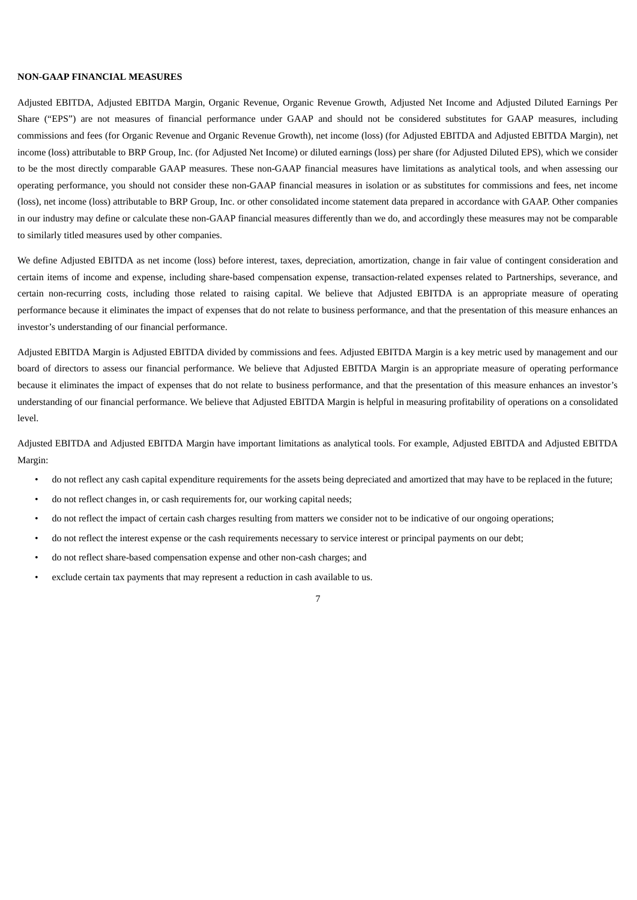**NON-GAAP FINANCIAL MEASURES**

Adjusted EBITDA, Adjusted EBITDA Margin, Organic Revenue, Organic Revenue Growth, Adjusted Net Income and Adjusted Diluted Earnings Per Share ("EPS") are not measures of financial performance under GAAP and should not be considered substitutes for GAAP measures, including commissions and fees (for Organic Revenue and Organic Revenue Growth), net income (loss) (for Adjusted EBITDA and Adjusted EBITDA Margin), net income (loss) attributable to BRP Group, Inc. (for Adjusted Net Income) or diluted earnings (loss) per share (for Adjusted Diluted EPS), which we consider to be the most directly comparable GAAP measures. These non-GAAP financial measures have limitations as analytical tools, and when assessing our operating performance, you should not consider these non-GAAP financial measures in isolation or as substitutes for commissions and fees, net income (loss), net income (loss) attributable to BRP Group, Inc. or other consolidated income statement data prepared in accordance with GAAP. Other companies in our industry may define or calculate these non-GAAP financial measures differently than we do, and accordingly these measures may not be comparable to similarly titled measures used by other companies.

We define Adjusted EBITDA as net income (loss) before interest, taxes, depreciation, amortization, change in fair value of contingent consideration and certain items of income and expense, including share-based compensation expense, transaction-related expenses related to Partnerships, severance, and certain non-recurring costs, including those related to raising capital. We believe that Adjusted EBITDA is an appropriate measure of operating performance because it eliminates the impact of expenses that do not relate to business performance, and that the presentation of this measure enhances an investor's understanding of our financial performance.

Adjusted EBITDA Margin is Adjusted EBITDA divided by commissions and fees. Adjusted EBITDA Margin is a key metric used by management and our board of directors to assess our financial performance. We believe that Adjusted EBITDA Margin is an appropriate measure of operating performance because it eliminates the impact of expenses that do not relate to business performance, and that the presentation of this measure enhances an investor's understanding of our financial performance. We believe that Adjusted EBITDA Margin is helpful in measuring profitability of operations on a consolidated level.

Adjusted EBITDA and Adjusted EBITDA Margin have important limitations as analytical tools. For example, Adjusted EBITDA and Adjusted EBITDA Margin:

- do not reflect any cash capital expenditure requirements for the assets being depreciated and amortized that may have to be replaced in the future;
- do not reflect changes in, or cash requirements for, our working capital needs;
- do not reflect the impact of certain cash charges resulting from matters we consider not to be indicative of our ongoing operations;
- do not reflect the interest expense or the cash requirements necessary to service interest or principal payments on our debt;
- do not reflect share-based compensation expense and other non-cash charges; and
- exclude certain tax payments that may represent a reduction in cash available to us.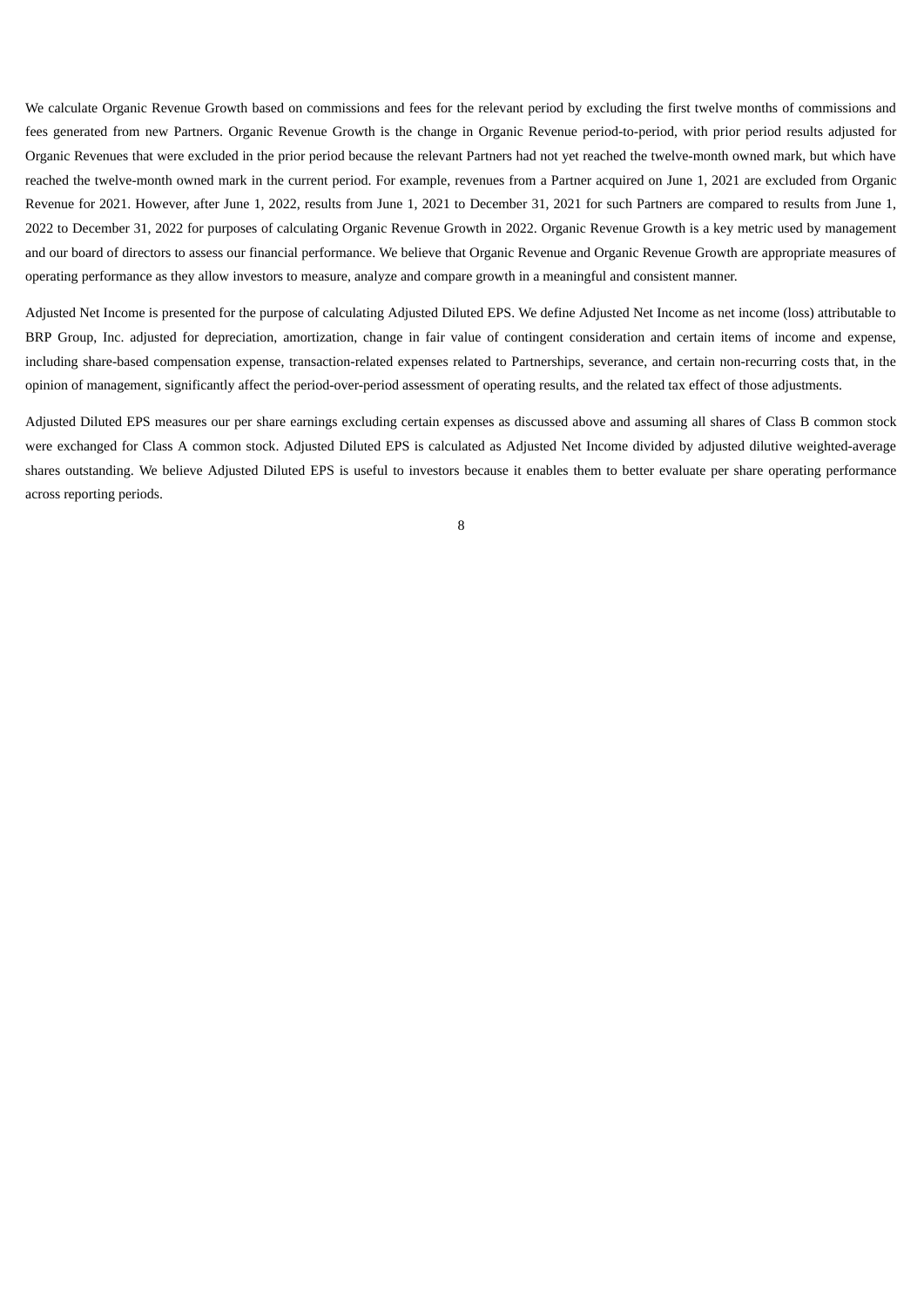We calculate Organic Revenue Growth based on commissions and fees for the relevant period by excluding the first twelve months of commissions and fees generated from new Partners. Organic Revenue Growth is the change in Organic Revenue period-to-period, with prior period results adjusted for Organic Revenues that were excluded in the prior period because the relevant Partners had not yet reached the twelve-month owned mark, but which have reached the twelve-month owned mark in the current period. For example, revenues from a Partner acquired on June 1, 2021 are excluded from Organic Revenue for 2021. However, after June 1, 2022, results from June 1, 2021 to December 31, 2021 for such Partners are compared to results from June 1, 2022 to December 31, 2022 for purposes of calculating Organic Revenue Growth in 2022. Organic Revenue Growth is a key metric used by management and our board of directors to assess our financial performance. We believe that Organic Revenue and Organic Revenue Growth are appropriate measures of operating performance as they allow investors to measure, analyze and compare growth in a meaningful and consistent manner.

Adjusted Net Income is presented for the purpose of calculating Adjusted Diluted EPS. We define Adjusted Net Income as net income (loss) attributable to BRP Group, Inc. adjusted for depreciation, amortization, change in fair value of contingent consideration and certain items of income and expense, including share-based compensation expense, transaction-related expenses related to Partnerships, severance, and certain non-recurring costs that, in the opinion of management, significantly affect the period-over-period assessment of operating results, and the related tax effect of those adjustments.

Adjusted Diluted EPS measures our per share earnings excluding certain expenses as discussed above and assuming all shares of Class B common stock were exchanged for Class A common stock. Adjusted Diluted EPS is calculated as Adjusted Net Income divided by adjusted dilutive weighted-average shares outstanding. We believe Adjusted Diluted EPS is useful to investors because it enables them to better evaluate per share operating performance across reporting periods.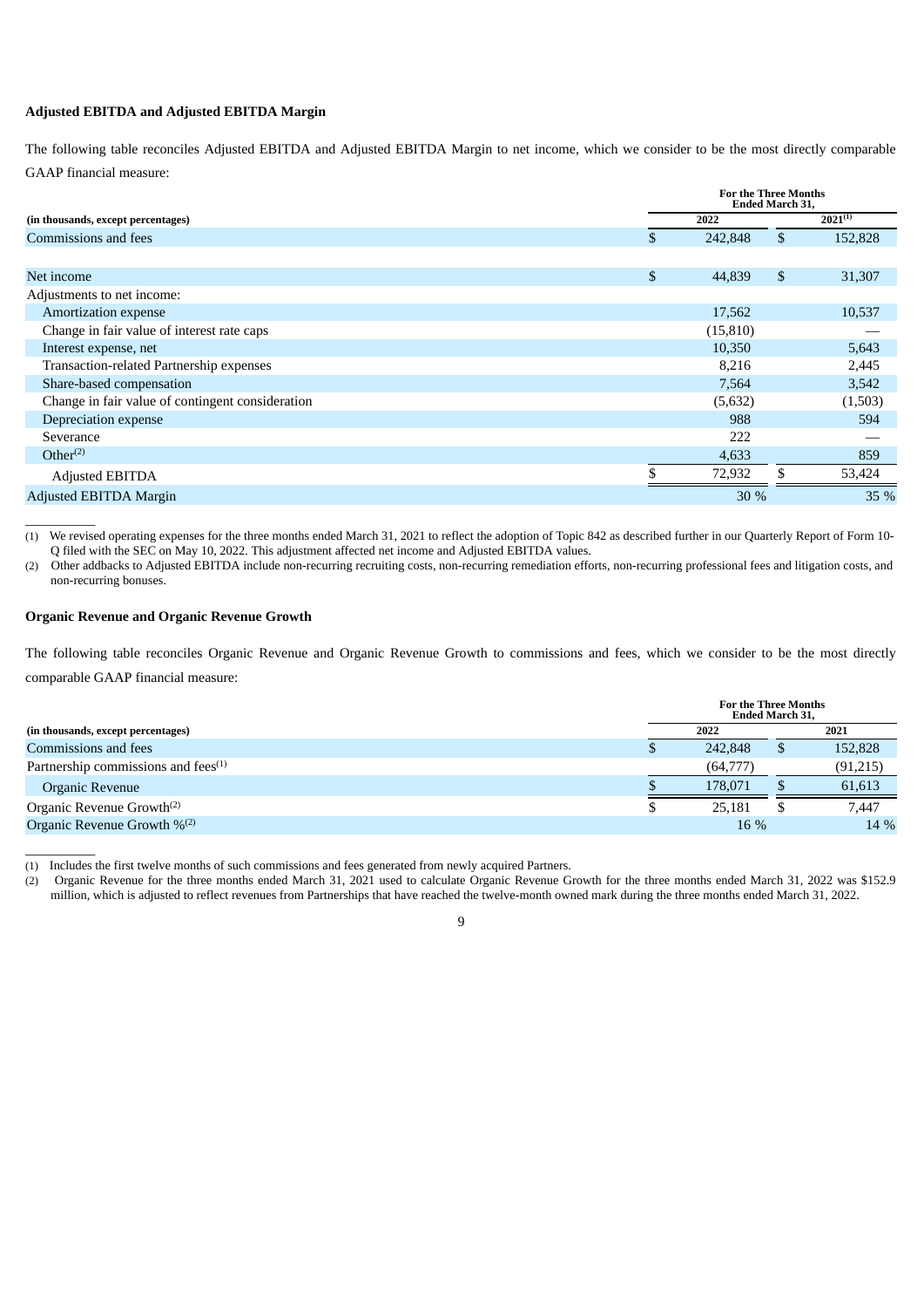**Adjusted EBITDA and Adjusted EBITDA Margin**

The following table reconciles Adjusted EBITDA and Adjusted EBITDA Margin to net income, which we consider to be the most directly comparable GAAP financial measure:

| (in thousands, except percentages) | For the Three Months Ended March 31, 2022 | 2021[1] |
|---|---|---|
| Commissions and fees | $ 242,848 | $ 152,828 |
| | | |
| Net income | $ 44,839 | $ 31,307 |
| Adjustments to net income: | | |
| Amortization expense | 17,562 | 10,537 |
| Change in fair value of interest rate caps | (15,810) | — |
| Interest expense, net | 10,350 | 5,643 |
| Transaction-related Partnership expenses | 8,216 | 2,445 |
| Share-based compensation | 7,564 | 3,542 |
| Change in fair value of contingent consideration | (5,632) | (1,503) |
| Depreciation expense | 988 | 594 |
| Severance | 222 | — |
| Other[2] | 4,633 | 859 |
| Adjusted EBITDA | $ 72,932 | $ 53,424 |
| Adjusted EBITDA Margin | 30 % | 35 % |

(1) We revised operating expenses for the three months ended March 31, 2021 to reflect the adoption of Topic 842 as described further in our Quarterly Report of Form 10-Q filed with the SEC on May 10, 2022. This adjustment affected net income and Adjusted EBITDA values.

(2) Other addbacks to Adjusted EBITDA include non-recurring recruiting costs, non-recurring remediation efforts, non-recurring professional fees and litigation costs, and non-recurring bonuses.

**Organic Revenue and Organic Revenue Growth**

The following table reconciles Organic Revenue and Organic Revenue Growth to commissions and fees, which we consider to be the most directly comparable GAAP financial measure:

| (in thousands, except percentages) | For the Three Months Ended March 31, 2022 | 2021 |
|---|---|---|
| Commissions and fees | $ 242,848 | $ 152,828 |
| Partnership commissions and fees[1] | (64,777) | (91,215) |
| Organic Revenue | $ 178,071 | $ 61,613 |
| Organic Revenue Growth[2] | $ 25,181 | $ 7,447 |
| Organic Revenue Growth %[2] | 16 % | 14 % |

(1) Includes the first twelve months of such commissions and fees generated from newly acquired Partners.

(2) Organic Revenue for the three months ended March 31, 2021 used to calculate Organic Revenue Growth for the three months ended March 31, 2022 was $152.9 million, which is adjusted to reflect revenues from Partnerships that have reached the twelve-month owned mark during the three months ended March 31, 2022.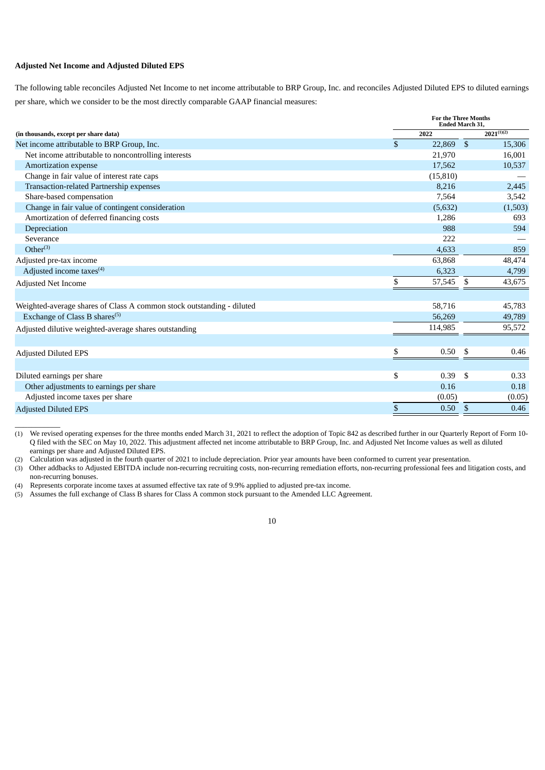**Adjusted Net Income and Adjusted Diluted EPS**

The following table reconciles Adjusted Net Income to net income attributable to BRP Group, Inc. and reconciles Adjusted Diluted EPS to diluted earnings per share, which we consider to be the most directly comparable GAAP financial measures:

| | For the Three Months Ended March 31, | |
|---|---|---|
| **(in thousands, except per share data)** | **2022** | **2021[(1)(2)]** |
| Net income attributable to BRP Group, Inc. | $ 22,869 | $ 15,306 |
| Net income attributable to noncontrolling interests | 21,970 | 16,001 |
| Amortization expense | 17,562 | 10,537 |
| Change in fair value of interest rate caps | (15,810) | — |
| Transaction-related Partnership expenses | 8,216 | 2,445 |
| Share-based compensation | 7,564 | 3,542 |
| Change in fair value of contingent consideration | (5,632) | (1,503) |
| Amortization of deferred financing costs | 1,286 | 693 |
| Depreciation | 988 | 594 |
| Severance | 222 | — |
| Other[(3)] | 4,633 | 859 |
| Adjusted pre-tax income | 63,868 | 48,474 |
| Adjusted income taxes[(4)] | 6,323 | 4,799 |
| Adjusted Net Income | $ 57,545 | $ 43,675 |
| | | |
| Weighted-average shares of Class A common stock outstanding - diluted | 58,716 | 45,783 |
| Exchange of Class B shares[(5)] | 56,269 | 49,789 |
| Adjusted dilutive weighted-average shares outstanding | 114,985 | 95,572 |
| | | |
| Adjusted Diluted EPS | $ 0.50 | $ 0.46 |
| | | |
| Diluted earnings per share | $ 0.39 | $ 0.33 |
| Other adjustments to earnings per share | 0.16 | 0.18 |
| Adjusted income taxes per share | (0.05) | (0.05) |
| Adjusted Diluted EPS | $ 0.50 | $ 0.46 |

(1) We revised operating expenses for the three months ended March 31, 2021 to reflect the adoption of Topic 842 as described further in our Quarterly Report of Form 10-Q filed with the SEC on May 10, 2022. This adjustment affected net income attributable to BRP Group, Inc. and Adjusted Net Income values as well as diluted earnings per share and Adjusted Diluted EPS.

(2) Calculation was adjusted in the fourth quarter of 2021 to include depreciation. Prior year amounts have been conformed to current year presentation.

(3) Other addbacks to Adjusted EBITDA include non-recurring recruiting costs, non-recurring remediation efforts, non-recurring professional fees and litigation costs, and non-recurring bonuses.

(4) Represents corporate income taxes at assumed effective tax rate of 9.9% applied to adjusted pre-tax income.

(5) Assumes the full exchange of Class B shares for Class A common stock pursuant to the Amended LLC Agreement.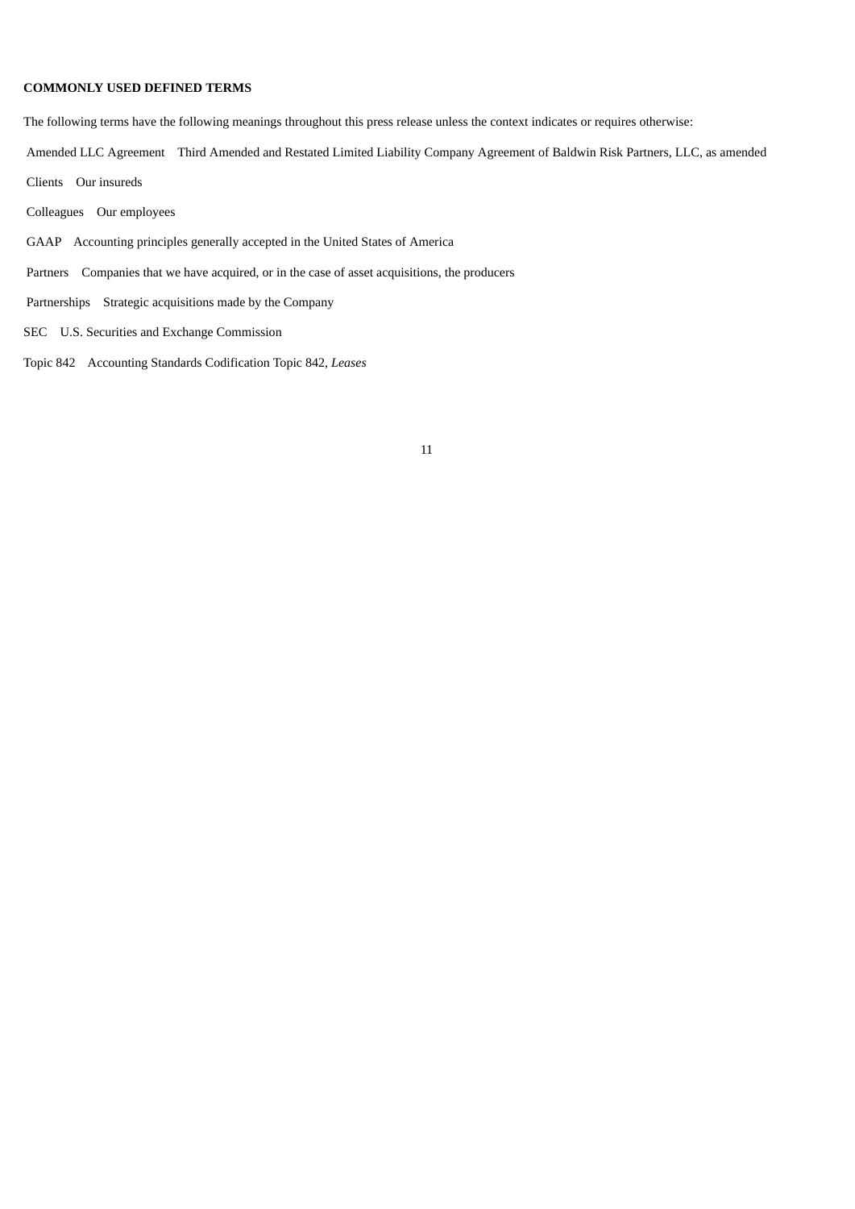**COMMONLY USED DEFINED TERMS**

The following terms have the following meanings throughout this press release unless the context indicates or requires otherwise:

| | |
|---|---|
| Amended LLC Agreement | Third Amended and Restated Limited Liability Company Agreement of Baldwin Risk Partners, LLC, as amended |
| Clients | Our insureds |
| Colleagues | Our employees |
| GAAP | Accounting principles generally accepted in the United States of America |
| Partners | Companies that we have acquired, or in the case of asset acquisitions, the producers |
| Partnerships | Strategic acquisitions made by the Company |
| SEC | U.S. Securities and Exchange Commission |
| Topic 842 | Accounting Standards Codification Topic 842, *Leases* |